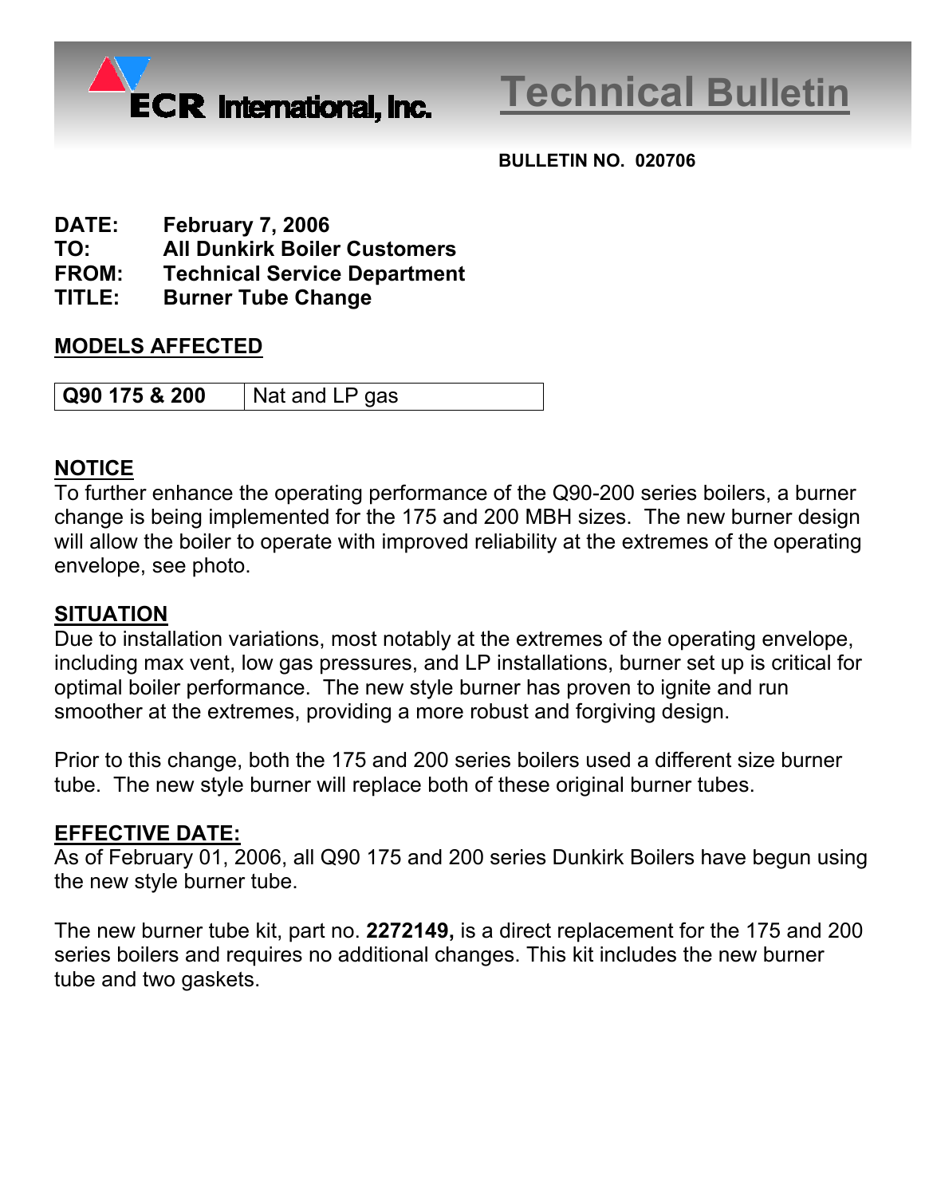ECR International, Inc.

# Technical Bulletin

**BULLETIN NO. 020706**

**DATE:** **February 7, 2006**
**TO:** **All Dunkirk Boiler Customers**
**FROM:** **Technical Service Department**
**TITLE:** **Burner Tube Change**

## MODELS AFFECTED

| **Q90 175 & 200** | Nat and LP gas |
|---|---|

## NOTICE

To further enhance the operating performance of the Q90-200 series boilers, a burner change is being implemented for the 175 and 200 MBH sizes. The new burner design will allow the boiler to operate with improved reliability at the extremes of the operating envelope, see photo.

## SITUATION

Due to installation variations, most notably at the extremes of the operating envelope, including max vent, low gas pressures, and LP installations, burner set up is critical for optimal boiler performance. The new style burner has proven to ignite and run smoother at the extremes, providing a more robust and forgiving design.

Prior to this change, both the 175 and 200 series boilers used a different size burner tube. The new style burner will replace both of these original burner tubes.

## EFFECTIVE DATE:

As of February 01, 2006, all Q90 175 and 200 series Dunkirk Boilers have begun using the new style burner tube.

The new burner tube kit, part no. **2272149,** is a direct replacement for the 175 and 200 series boilers and requires no additional changes. This kit includes the new burner tube and two gaskets.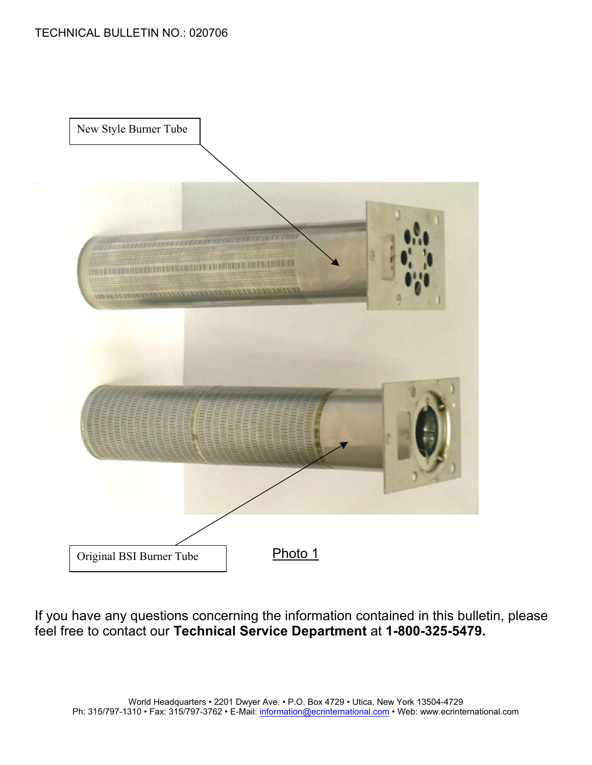TECHNICAL BULLETIN NO.: 020706

New Style Burner Tube

Original BSI Burner Tube

Photo 1

If you have any questions concerning the information contained in this bulletin, please feel free to contact our **Technical Service Department** at **1-800-325-5479.**

World Headquarters • 2201 Dwyer Ave. • P.O. Box 4729 • Utica, New York 13504-4729
Ph: 315/797-1310 • Fax: 315/797-3762 • E-Mail: information@ecrinternational.com • Web: www.ecrinternational.com